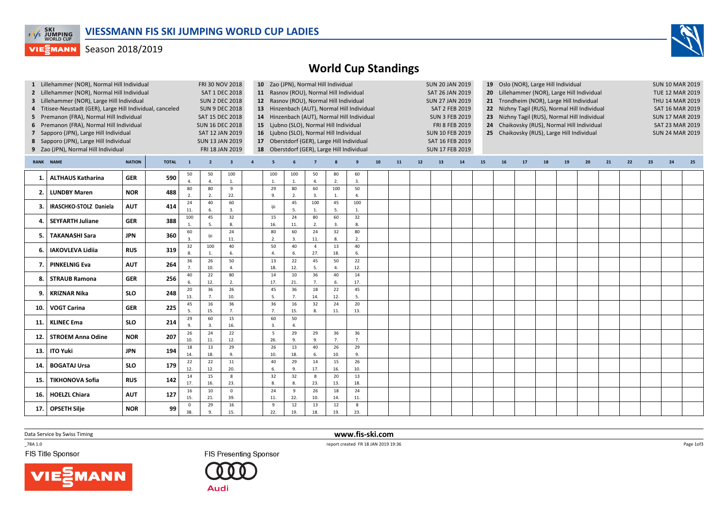# VIESSMANN FIS SKI JUMPING WORLD CUP LADIES

Season 2018/2019

## World Cup Standings

| # | Event | Date |
|---|---|---|
| 1 | Lillehammer (NOR), Normal Hill Individual | FRI 30 NOV 2018 |
| 2 | Lillehammer (NOR), Normal Hill Individual | SAT 1 DEC 2018 |
| 3 | Lillehammer (NOR), Large Hill Individual | SUN 2 DEC 2018 |
| 4 | Titisee-Neustadt (GER), Large Hill Individual, canceled | SUN 9 DEC 2018 |
| 5 | Premanon (FRA), Normal Hill Individual | SAT 15 DEC 2018 |
| 6 | Premanon (FRA), Normal Hill Individual | SUN 16 DEC 2018 |
| 7 | Sapporo (JPN), Large Hill Individual | SAT 12 JAN 2019 |
| 8 | Sapporo (JPN), Large Hill Individual | SUN 13 JAN 2019 |
| 9 | Zao (JPN), Normal Hill Individual | FRI 18 JAN 2019 |
| 10 | Zao (JPN), Normal Hill Individual | SUN 20 JAN 2019 |
| 11 | Rasnov (ROU), Normal Hill Individual | SAT 26 JAN 2019 |
| 12 | Rasnov (ROU), Normal Hill Individual | SUN 27 JAN 2019 |
| 13 | Hinzenbach (AUT), Normal Hill Individual | SAT 2 FEB 2019 |
| 14 | Hinzenbach (AUT), Normal Hill Individual | SUN 3 FEB 2019 |
| 15 | Ljubno (SLO), Normal Hill Individual | FRI 8 FEB 2019 |
| 16 | Ljubno (SLO), Normal Hill Individual | SUN 10 FEB 2019 |
| 17 | Oberstdorf (GER), Large Hill Individual | SAT 16 FEB 2019 |
| 18 | Oberstdorf (GER), Large Hill Individual | SUN 17 FEB 2019 |
| 19 | Oslo (NOR), Large Hill Individual | SUN 10 MAR 2019 |
| 20 | Lillehammer (NOR), Large Hill Individual | TUE 12 MAR 2019 |
| 21 | Trondheim (NOR), Large Hill Individual | THU 14 MAR 2019 |
| 22 | Nizhny Tagil (RUS), Normal Hill Individual | SAT 16 MAR 2019 |
| 23 | Nizhny Tagil (RUS), Normal Hill Individual | SUN 17 MAR 2019 |
| 24 | Chaikovsky (RUS), Normal Hill Individual | SAT 23 MAR 2019 |
| 25 | Chaikovsky (RUS), Large Hill Individual | SUN 24 MAR 2019 |

| RANK | NAME | NATION | TOTAL | 1 | 2 | 3 | 4 | 5 | 6 | 7 | 8 | 9 | 10 | 11 | 12 | 13 | 14 | 15 | 16 | 17 | 18 | 19 | 20 | 21 | 22 | 23 | 24 | 25 |
|---|---|---|---|---|---|---|---|---|---|---|---|---|---|---|---|---|---|---|---|---|---|---|---|---|---|---|---|---|
| 1. | ALTHAUS Katharina | GER | 590 | 50 4. | 50 4. | 100 1. | | 100 1. | 100 1. | 50 4. | 80 2. | 60 3. | | | | | | | | | | | | | | | | |
| 2. | LUNDBY Maren | NOR | 488 | 80 2. | 80 2. | 9 22. | | 29 9. | 80 2. | 60 3. | 100 1. | 50 4. | | | | | | | | | | | | | | | | |
| 3. | IRASCHKO-STOLZ Daniela | AUT | 414 | 24 11. | 40 6. | 60 3. | | ijc | 45 5. | 100 1. | 45 5. | 100 1. | | | | | | | | | | | | | | | | |
| 4. | SEYFARTH Juliane | GER | 388 | 100 1. | 45 5. | 32 8. | | 15 16. | 24 11. | 80 2. | 60 3. | 32 8. | | | | | | | | | | | | | | | | |
| 5. | TAKANASHI Sara | JPN | 360 | 60 3. | ijc | 24 11. | | 80 2. | 60 3. | 24 11. | 32 8. | 80 2. | | | | | | | | | | | | | | | | |
| 6. | IAKOVLEVA Lidiia | RUS | 319 | 32 8. | 100 1. | 40 6. | | 50 4. | 40 6. | 4 27. | 13 18. | 40 6. | | | | | | | | | | | | | | | | |
| 7. | PINKELNIG Eva | AUT | 264 | 36 7. | 26 10. | 50 4. | | 13 18. | 22 12. | 45 5. | 50 4. | 22 12. | | | | | | | | | | | | | | | | |
| 8. | STRAUB Ramona | GER | 256 | 40 6. | 22 12. | 80 2. | | 14 17. | 10 21. | 36 7. | 40 6. | 14 17. | | | | | | | | | | | | | | | | |
| 9. | KRIZNAR Nika | SLO | 248 | 20 13. | 36 7. | 26 10. | | 45 5. | 36 7. | 18 14. | 22 12. | 45 5. | | | | | | | | | | | | | | | | |
| 10. | VOGT Carina | GER | 225 | 45 5. | 16 15. | 36 7. | | 36 7. | 16 15. | 32 8. | 24 11. | 20 13. | | | | | | | | | | | | | | | | |
| 11. | KLINEC Ema | SLO | 214 | 29 9. | 60 3. | 15 16. | | 60 3. | 50 4. | | | | | | | | | | | | | | | | | | | |
| 12. | STROEM Anna Odine | NOR | 207 | 26 10. | 24 11. | 22 12. | | 5 26. | 29 9. | 29 9. | 36 7. | 36 7. | | | | | | | | | | | | | | | | |
| 13. | ITO Yuki | JPN | 194 | 18 14. | 13 18. | 29 9. | | 26 10. | 13 18. | 40 6. | 26 10. | 29 9. | | | | | | | | | | | | | | | | |
| 14. | BOGATAJ Ursa | SLO | 179 | 22 12. | 22 12. | 11 20. | | 40 6. | 29 9. | 14 17. | 15 16. | 26 10. | | | | | | | | | | | | | | | | |
| 15. | TIKHONOVA Sofia | RUS | 142 | 14 17. | 15 16. | 8 23. | | 32 8. | 32 8. | 8 23. | 20 13. | 13 18. | | | | | | | | | | | | | | | | |
| 16. | HOELZL Chiara | AUT | 127 | 16 15. | 10 21. | 0 39. | | 24 11. | 9 22. | 26 10. | 18 14. | 24 11. | | | | | | | | | | | | | | | | |
| 17. | OPSETH Silje | NOR | 99 | 0 38. | 29 9. | 16 15. | | 9 22. | 12 19. | 13 18. | 12 19. | 8 23. | | | | | | | | | | | | | | | | |

Data Service by Swiss Timing

www.fis-ski.com

_78A 1.0

report created FR 18 JAN 2019 19:36

FIS Title Sponsor

FIS Presenting Sponsor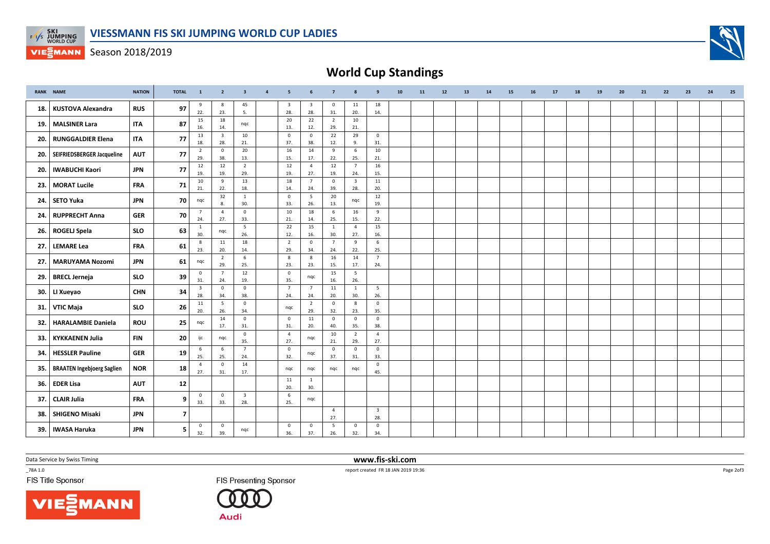# VIESSMANN FIS SKI JUMPING WORLD CUP LADIES

Season 2018/2019

## World Cup Standings

| RANK | NAME | NATION | TOTAL | 1 | 2 | 3 | 4 | 5 | 6 | 7 | 8 | 9 | 10 | 11 | 12 | 13 | 14 | 15 | 16 | 17 | 18 | 19 | 20 | 21 | 22 | 23 | 24 | 25 |
|---|---|---|---|---|---|---|---|---|---|---|---|---|---|---|---|---|---|---|---|---|---|---|---|---|---|---|---|---|
| 18. | KUSTOVA Alexandra | RUS | 97 | 9 22. | 8 23. | 45 5. | | 3 28. | 3 28. | 0 31. | 11 20. | 18 14. | | | | | | | | | | | | | | | | |
| 19. | MALSINER Lara | ITA | 87 | 15 16. | 18 14. | nqc | | 20 13. | 22 12. | 2 29. | 10 21. | | | | | | | | | | | | | | | | | |
| 20. | RUNGGALDIER Elena | ITA | 77 | 13 18. | 3 28. | 10 21. | | 0 37. | 0 38. | 22 12. | 29 9. | 0 31. | | | | | | | | | | | | | | | | |
| 20. | SEIFRIEDSBERGER Jacqueline | AUT | 77 | 2 29. | 0 38. | 20 13. | | 16 15. | 14 17. | 9 22. | 6 25. | 10 21. | | | | | | | | | | | | | | | | |
| 20. | IWABUCHI Kaori | JPN | 77 | 12 19. | 12 19. | 2 29. | | 12 19. | 4 27. | 12 19. | 7 24. | 16 15. | | | | | | | | | | | | | | | | |
| 23. | MORAT Lucile | FRA | 71 | 10 21. | 9 22. | 13 18. | | 18 14. | 7 24. | 0 39. | 3 28. | 11 20. | | | | | | | | | | | | | | | | |
| 24. | SETO Yuka | JPN | 70 | nqc | 32 8. | 1 30. | | 0 33. | 5 26. | 20 13. | nqc | 12 19. | | | | | | | | | | | | | | | | |
| 24. | RUPPRECHT Anna | GER | 70 | 7 24. | 4 27. | 0 33. | | 10 21. | 18 14. | 6 25. | 16 15. | 9 22. | | | | | | | | | | | | | | | | |
| 26. | ROGELJ Spela | SLO | 63 | 1 30. | nqc | 5 26. | | 22 12. | 15 16. | 1 30. | 4 27. | 15 16. | | | | | | | | | | | | | | | | |
| 27. | LEMARE Lea | FRA | 61 | 8 23. | 11 20. | 18 14. | | 2 29. | 0 34. | 7 24. | 9 22. | 6 25. | | | | | | | | | | | | | | | | |
| 27. | MARUYAMA Nozomi | JPN | 61 | nqc | 2 29. | 6 25. | | 8 23. | 8 23. | 16 15. | 14 17. | 7 24. | | | | | | | | | | | | | | | | |
| 29. | BRECL Jerneja | SLO | 39 | 0 31. | 7 24. | 12 19. | | 0 35. | nqc | 15 16. | 5 26. | | | | | | | | | | | | | | | | | |
| 30. | LI Xueyao | CHN | 34 | 3 28. | 0 34. | 0 38. | | 7 24. | 7 24. | 11 20. | 1 30. | 5 26. | | | | | | | | | | | | | | | | |
| 31. | VTIC Maja | SLO | 26 | 11 20. | 5 26. | 0 34. | | nqc | 2 29. | 0 32. | 8 23. | 0 35. | | | | | | | | | | | | | | | | |
| 32. | HARALAMBIE Daniela | ROU | 25 | nqc | 14 17. | 0 31. | | 0 31. | 11 20. | 0 40. | 0 35. | 0 38. | | | | | | | | | | | | | | | | |
| 33. | KYKKAENEN Julia | FIN | 20 | ijc | nqc | 0 35. | | 4 27. | nqc | 10 21. | 2 29. | 4 27. | | | | | | | | | | | | | | | | |
| 34. | HESSLER Pauline | GER | 19 | 6 25. | 6 25. | 7 24. | | 0 32. | nqc | 0 37. | 0 31. | 0 33. | | | | | | | | | | | | | | | | |
| 35. | BRAATEN Ingebjoerg Saglien | NOR | 18 | 4 27. | 0 31. | 14 17. | | nqc | nqc | nqc | nqc | 0 45. | | | | | | | | | | | | | | | | |
| 36. | EDER Lisa | AUT | 12 | | | | | 11 20. | 1 30. | | | | | | | | | | | | | | | | | | | |
| 37. | CLAIR Julia | FRA | 9 | 0 33. | 0 33. | 3 28. | | 6 25. | nqc | | | | | | | | | | | | | | | | | | | |
| 38. | SHIGENO Misaki | JPN | 7 | | | | | | | 4 27. | | 3 28. | | | | | | | | | | | | | | | | |
| 39. | IWASA Haruka | JPN | 5 | 0 32. | 0 39. | nqc | | 0 36. | 0 37. | 5 26. | 0 32. | 0 34. | | | | | | | | | | | | | | | | |

Data Service by Swiss Timing

www.fis-ski.com

_78A 1.0

report created FR 18 JAN 2019 19:36

FIS Title Sponsor

FIS Presenting Sponsor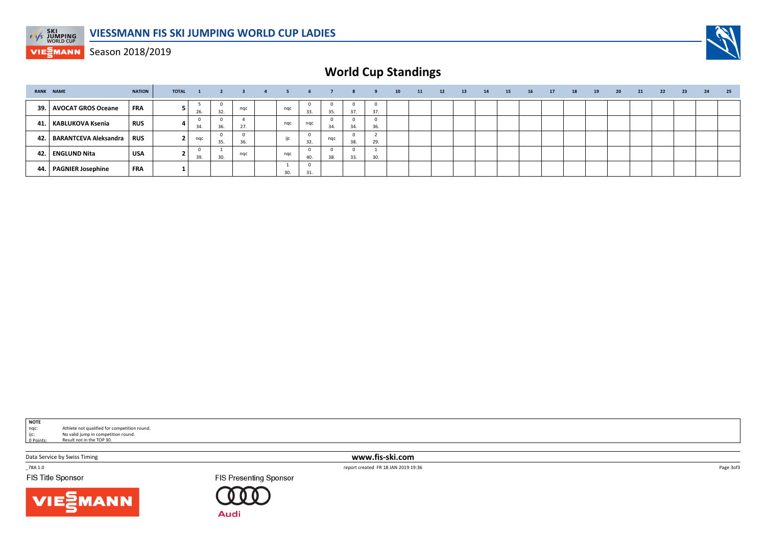# VIESSMANN FIS SKI JUMPING WORLD CUP LADIES

Season 2018/2019

## World Cup Standings

| RANK | NAME | NATION | TOTAL | 1 | 2 | 3 | 4 | 5 | 6 | 7 | 8 | 9 | 10 | 11 | 12 | 13 | 14 | 15 | 16 | 17 | 18 | 19 | 20 | 21 | 22 | 23 | 24 | 25 |
|---|---|---|---|---|---|---|---|---|---|---|---|---|---|---|---|---|---|---|---|---|---|---|---|---|---|---|---|---|
| 39. | AVOCAT GROS Oceane | FRA | 5 | 5 26. | 0 32. | nqc | | nqc | 0 33. | 0 35. | 0 37. | 0 37. | | | | | | | | | | | | | | | | |
| 41. | KABLUKOVA Ksenia | RUS | 4 | 0 34. | 0 36. | 4 27. | | nqc | nqc | 0 34. | 0 34. | 0 36. | | | | | | | | | | | | | | | | |
| 42. | BARANTCEVA Aleksandra | RUS | 2 | nqc | 0 35. | 0 36. | | ijc | 0 32. | nqc | 0 38. | 2 29. | | | | | | | | | | | | | | | | |
| 42. | ENGLUND Nita | USA | 2 | 0 39. | 1 30. | nqc | | nqc | 0 40. | 0 38. | 0 33. | 1 30. | | | | | | | | | | | | | | | | |
| 44. | PAGNIER Josephine | FRA | 1 | | | | | 1 30. | 0 31. | | | | | | | | | | | | | | | | | | | |

**NOTE**

nqc: Athlete not qualified for competition round.
ijc: No valid jump in competition round.
0 Points: Result not in the TOP 30.

Data Service by Swiss Timing

www.fis-ski.com

_78A 1.0

report created FR 18 JAN 2019 19:36

FIS Title Sponsor

FIS Presenting Sponsor